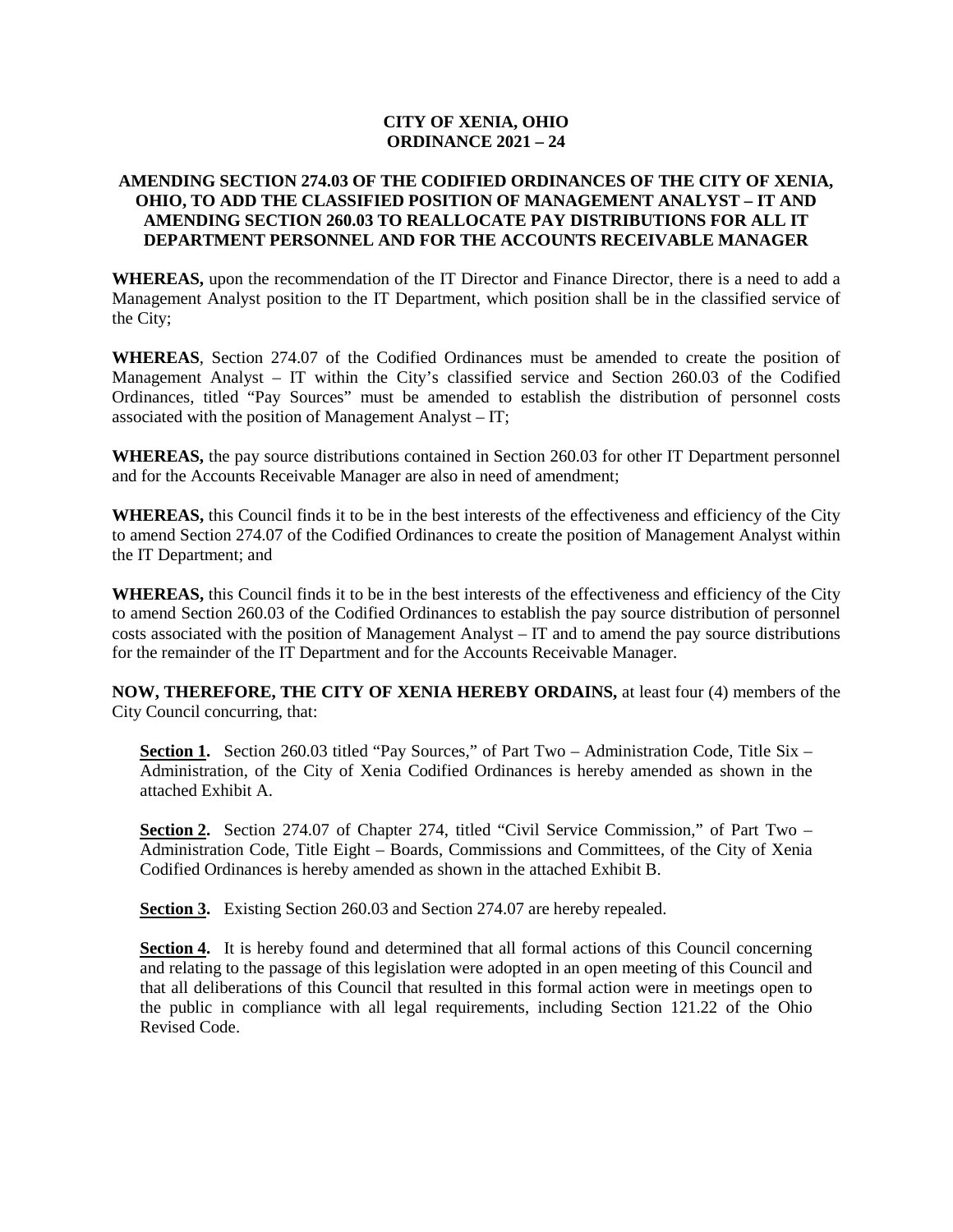**CITY OF XENIA, OHIO**
**ORDINANCE 2021 – 24**

**AMENDING SECTION 274.03 OF THE CODIFIED ORDINANCES OF THE CITY OF XENIA, OHIO, TO ADD THE CLASSIFIED POSITION OF MANAGEMENT ANALYST – IT AND AMENDING SECTION 260.03 TO REALLOCATE PAY DISTRIBUTIONS FOR ALL IT DEPARTMENT PERSONNEL AND FOR THE ACCOUNTS RECEIVABLE MANAGER**

**WHEREAS,** upon the recommendation of the IT Director and Finance Director, there is a need to add a Management Analyst position to the IT Department, which position shall be in the classified service of the City;

**WHEREAS**, Section 274.07 of the Codified Ordinances must be amended to create the position of Management Analyst – IT within the City's classified service and Section 260.03 of the Codified Ordinances, titled "Pay Sources" must be amended to establish the distribution of personnel costs associated with the position of Management Analyst – IT;

**WHEREAS,** the pay source distributions contained in Section 260.03 for other IT Department personnel and for the Accounts Receivable Manager are also in need of amendment;

**WHEREAS,** this Council finds it to be in the best interests of the effectiveness and efficiency of the City to amend Section 274.07 of the Codified Ordinances to create the position of Management Analyst within the IT Department; and

**WHEREAS,** this Council finds it to be in the best interests of the effectiveness and efficiency of the City to amend Section 260.03 of the Codified Ordinances to establish the pay source distribution of personnel costs associated with the position of Management Analyst – IT and to amend the pay source distributions for the remainder of the IT Department and for the Accounts Receivable Manager.

**NOW, THEREFORE, THE CITY OF XENIA HEREBY ORDAINS,** at least four (4) members of the City Council concurring, that:

**Section 1.** Section 260.03 titled "Pay Sources," of Part Two – Administration Code, Title Six – Administration, of the City of Xenia Codified Ordinances is hereby amended as shown in the attached Exhibit A.

**Section 2.** Section 274.07 of Chapter 274, titled "Civil Service Commission," of Part Two – Administration Code, Title Eight – Boards, Commissions and Committees, of the City of Xenia Codified Ordinances is hereby amended as shown in the attached Exhibit B.

**Section 3.** Existing Section 260.03 and Section 274.07 are hereby repealed.

**Section 4.** It is hereby found and determined that all formal actions of this Council concerning and relating to the passage of this legislation were adopted in an open meeting of this Council and that all deliberations of this Council that resulted in this formal action were in meetings open to the public in compliance with all legal requirements, including Section 121.22 of the Ohio Revised Code.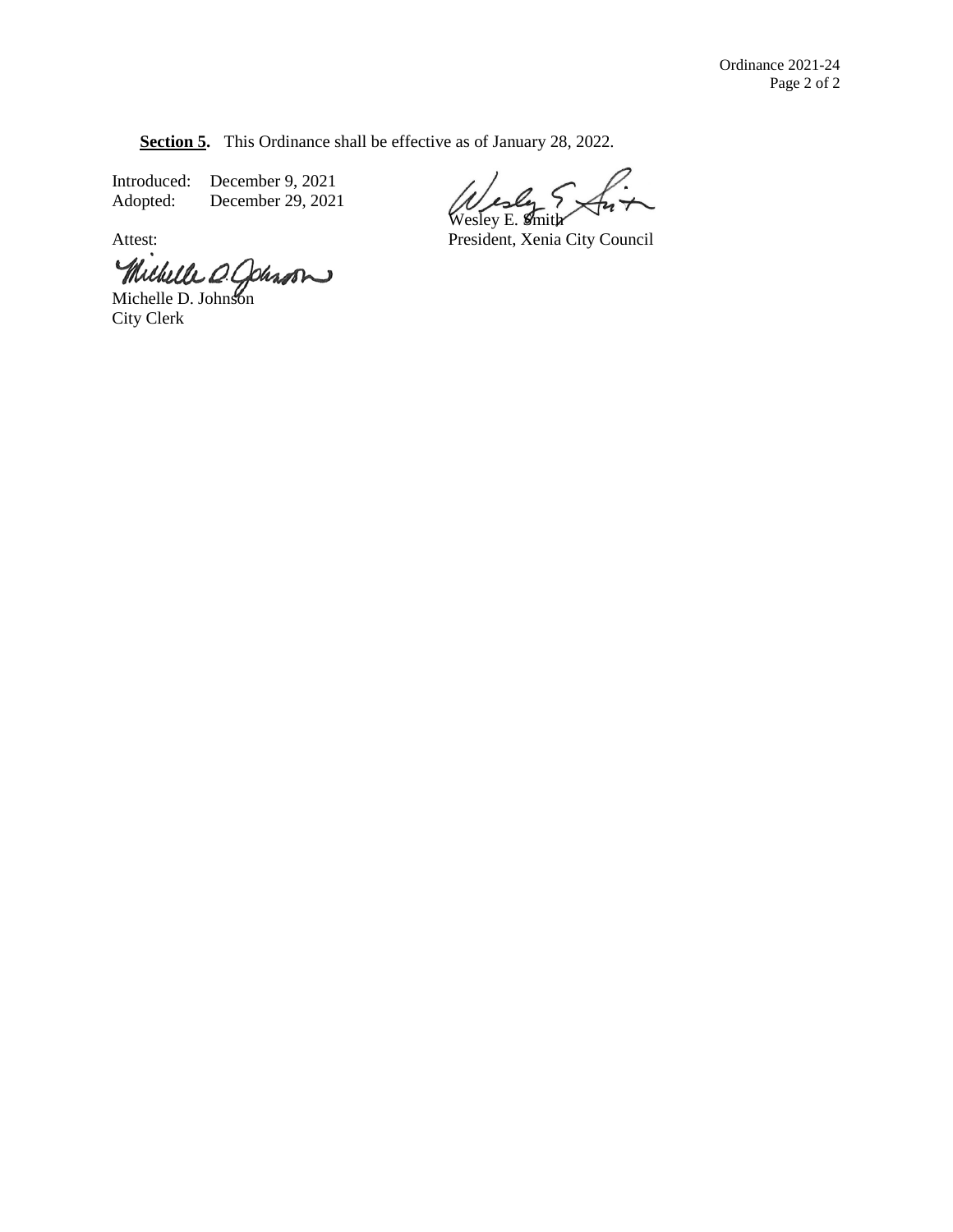**Section 5.** This Ordinance shall be effective as of January 28, 2022.

Introduced: December 9, 2021
Adopted: December 29, 2021

Wesley E. Smith
President, Xenia City Council

Attest:

Michelle D. Johnson
City Clerk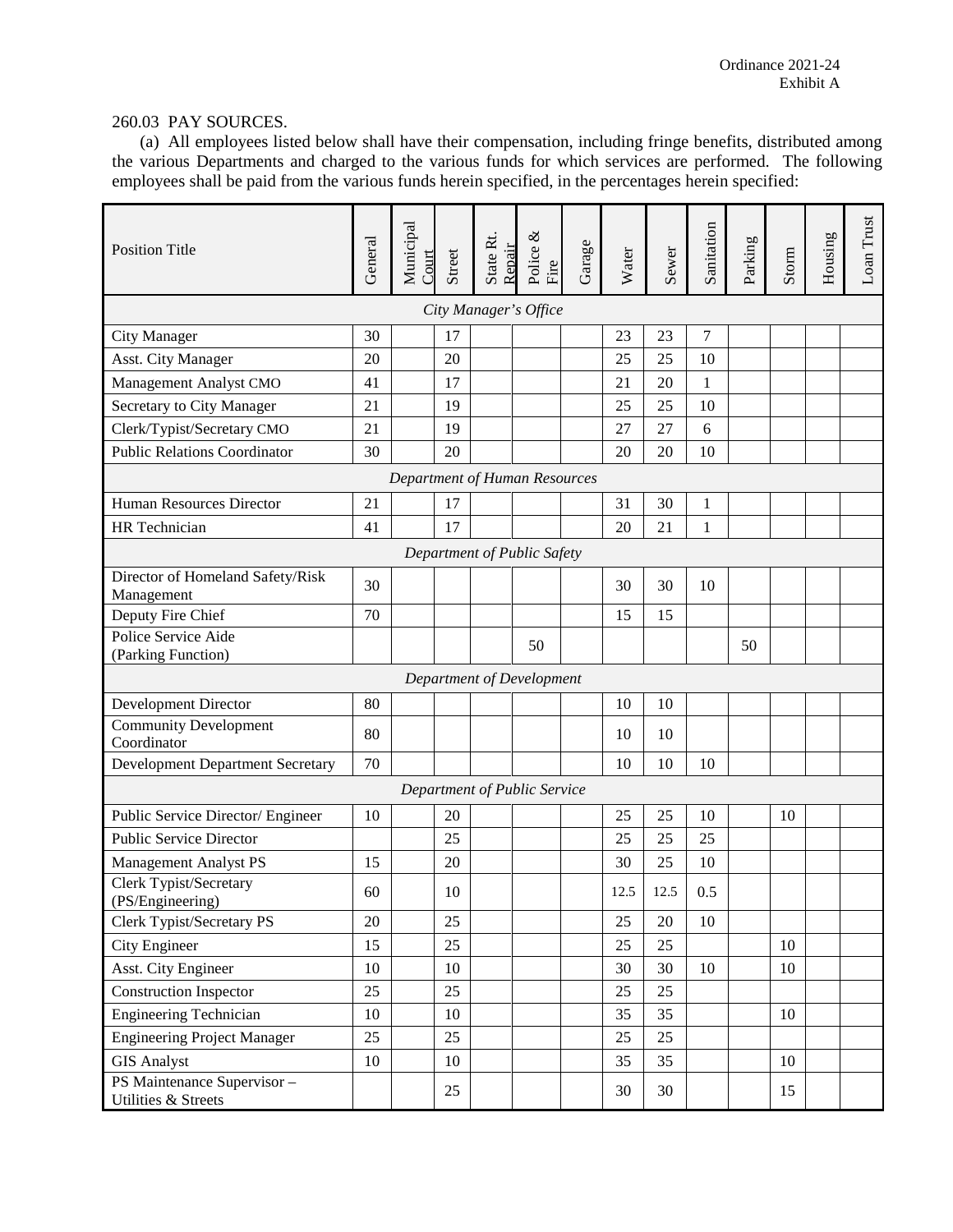Ordinance 2021-24
Exhibit A

260.03 PAY SOURCES.

(a) All employees listed below shall have their compensation, including fringe benefits, distributed among the various Departments and charged to the various funds for which services are performed. The following employees shall be paid from the various funds herein specified, in the percentages herein specified:

| Position Title | General | Municipal Court | Street | State Rt. Repair | Police & Fire | Garage | Water | Sewer | Sanitation | Parking | Storm | Housing | Loan Trust |
|---|---|---|---|---|---|---|---|---|---|---|---|---|---|
| *City Manager's Office* | | | | | | | | | | | | | |
| City Manager | 30 | | 17 | | | | 23 | 23 | 7 | | | | |
| Asst. City Manager | 20 | | 20 | | | | 25 | 25 | 10 | | | | |
| Management Analyst CMO | 41 | | 17 | | | | 21 | 20 | 1 | | | | |
| Secretary to City Manager | 21 | | 19 | | | | 25 | 25 | 10 | | | | |
| Clerk/Typist/Secretary CMO | 21 | | 19 | | | | 27 | 27 | 6 | | | | |
| Public Relations Coordinator | 30 | | 20 | | | | 20 | 20 | 10 | | | | |
| *Department of Human Resources* | | | | | | | | | | | | | |
| Human Resources Director | 21 | | 17 | | | | 31 | 30 | 1 | | | | |
| HR Technician | 41 | | 17 | | | | 20 | 21 | 1 | | | | |
| *Department of Public Safety* | | | | | | | | | | | | | |
| Director of Homeland Safety/Risk Management | 30 | | | | | | 30 | 30 | 10 | | | | |
| Deputy Fire Chief | 70 | | | | | | 15 | 15 | | | | | |
| Police Service Aide (Parking Function) | | | | | 50 | | | | | 50 | | | |
| *Department of Development* | | | | | | | | | | | | | |
| Development Director | 80 | | | | | | 10 | 10 | | | | | |
| Community Development Coordinator | 80 | | | | | | 10 | 10 | | | | | |
| Development Department Secretary | 70 | | | | | | 10 | 10 | 10 | | | | |
| *Department of Public Service* | | | | | | | | | | | | | |
| Public Service Director/ Engineer | 10 | | 20 | | | | 25 | 25 | 10 | | 10 | | |
| Public Service Director | | | 25 | | | | 25 | 25 | 25 | | | | |
| Management Analyst PS | 15 | | 20 | | | | 30 | 25 | 10 | | | | |
| Clerk Typist/Secretary (PS/Engineering) | 60 | | 10 | | | | 12.5 | 12.5 | 0.5 | | | | |
| Clerk Typist/Secretary PS | 20 | | 25 | | | | 25 | 20 | 10 | | | | |
| City Engineer | 15 | | 25 | | | | 25 | 25 | | | 10 | | |
| Asst. City Engineer | 10 | | 10 | | | | 30 | 30 | 10 | | 10 | | |
| Construction Inspector | 25 | | 25 | | | | 25 | 25 | | | | | |
| Engineering Technician | 10 | | 10 | | | | 35 | 35 | | | 10 | | |
| Engineering Project Manager | 25 | | 25 | | | | 25 | 25 | | | | | |
| GIS Analyst | 10 | | 10 | | | | 35 | 35 | | | 10 | | |
| PS Maintenance Supervisor – Utilities & Streets | | | 25 | | | | 30 | 30 | | | 15 | | |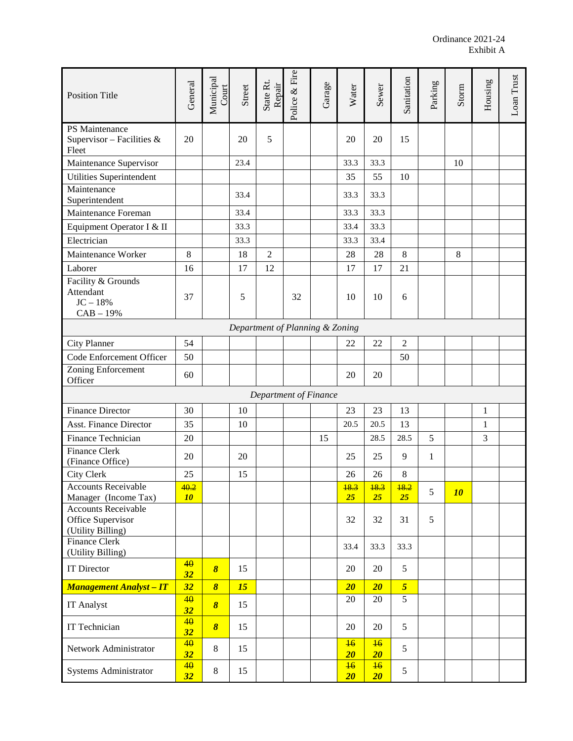| Position Title | General | Municipal Court | Street | State Rt. Repair | Police & Fire | Garage | Water | Sewer | Sanitation | Parking | Storm | Housing | Loan Trust |
|---|---|---|---|---|---|---|---|---|---|---|---|---|---|
| PS Maintenance Supervisor – Facilities & Fleet | 20 | | 20 | 5 | | | 20 | 20 | 15 | | | | |
| Maintenance Supervisor | | | 23.4 | | | | 33.3 | 33.3 | | | 10 | | |
| Utilities Superintendent | | | | | | | 35 | 55 | 10 | | | | |
| Maintenance Superintendent | | | 33.4 | | | | 33.3 | 33.3 | | | | | |
| Maintenance Foreman | | | 33.4 | | | | 33.3 | 33.3 | | | | | |
| Equipment Operator I & II | | | 33.3 | | | | 33.4 | 33.3 | | | | | |
| Electrician | | | 33.3 | | | | 33.3 | 33.4 | | | | | |
| Maintenance Worker | 8 | | 18 | 2 | | | 28 | 28 | 8 | | 8 | | |
| Laborer | 16 | | 17 | 12 | | | 17 | 17 | 21 | | | | |
| Facility & Grounds Attendant JC – 18% CAB – 19% | 37 | | 5 | | 32 | | 10 | 10 | 6 | | | | |
| *Department of Planning & Zoning* | | | | | | | | | | | | | |
| City Planner | 54 | | | | | | 22 | 22 | 2 | | | | |
| Code Enforcement Officer | 50 | | | | | | | | 50 | | | | |
| Zoning Enforcement Officer | 60 | | | | | | 20 | 20 | | | | | |
| *Department of Finance* | | | | | | | | | | | | | |
| Finance Director | 30 | | 10 | | | | 23 | 23 | 13 | | | 1 | |
| Asst. Finance Director | 35 | | 10 | | | | 20.5 | 20.5 | 13 | | | 1 | |
| Finance Technician | 20 | | | | | 15 | | 28.5 | 28.5 | 5 | | 3 | |
| Finance Clerk (Finance Office) | 20 | | 20 | | | | 25 | 25 | 9 | 1 | | | |
| City Clerk | 25 | | 15 | | | | 26 | 26 | 8 | | | | |
| Accounts Receivable Manager (Income Tax) | ~~40.2~~ ***10*** | | | | | | ~~18.3~~ ***25*** | ~~18.3~~ ***25*** | ~~18.2~~ ***25*** | 5 | ***10*** | | |
| Accounts Receivable Office Supervisor (Utility Billing) | | | | | | | 32 | 32 | 31 | 5 | | | |
| Finance Clerk (Utility Billing) | | | | | | | 33.4 | 33.3 | 33.3 | | | | |
| IT Director | ~~40~~ ***32*** | ***8*** | 15 | | | | 20 | 20 | 5 | | | | |
| ***Management Analyst – IT*** | ***32*** | ***8*** | ***15*** | | | | ***20*** | ***20*** | ***5*** | | | | |
| IT Analyst | ~~40~~ ***32*** | ***8*** | 15 | | | | 20 | 20 | 5 | | | | |
| IT Technician | ~~40~~ ***32*** | ***8*** | 15 | | | | 20 | 20 | 5 | | | | |
| Network Administrator | ~~40~~ ***32*** | 8 | 15 | | | | ~~16~~ ***20*** | ~~16~~ ***20*** | 5 | | | | |
| Systems Administrator | ~~40~~ ***32*** | 8 | 15 | | | | ~~16~~ ***20*** | ~~16~~ ***20*** | 5 | | | | |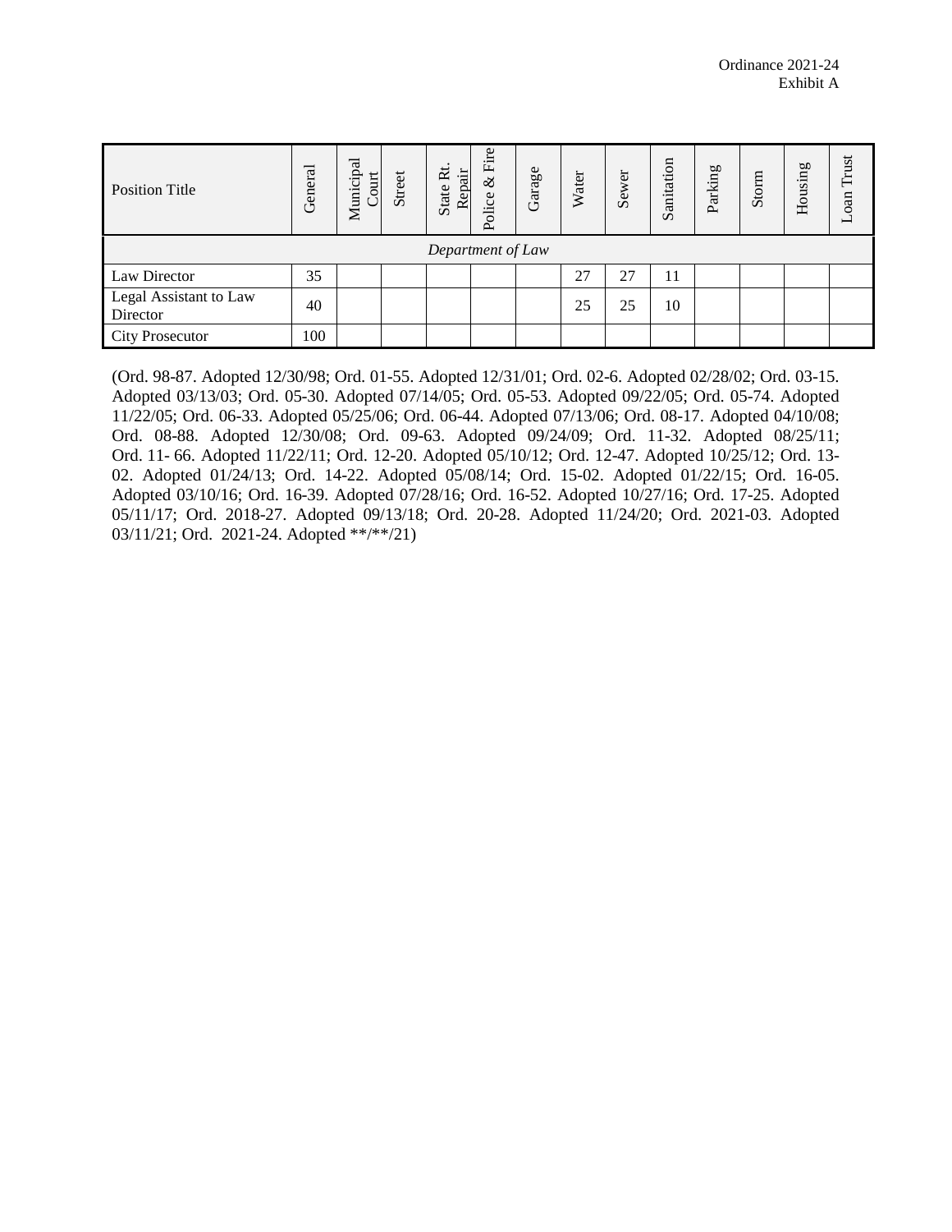Ordinance 2021-24
Exhibit A

| Position Title | General | Municipal Court | Street | State Rt. Repair | Police & Fire | Garage | Water | Sewer | Sanitation | Parking | Storm | Housing | Loan Trust |
|---|---|---|---|---|---|---|---|---|---|---|---|---|---|
| *Department of Law* | | | | | | | | | | | | | |
| Law Director | 35 | | | | | | 27 | 27 | 11 | | | | |
| Legal Assistant to Law Director | 40 | | | | | | 25 | 25 | 10 | | | | |
| City Prosecutor | 100 | | | | | | | | | | | | |

(Ord. 98-87. Adopted 12/30/98; Ord. 01-55. Adopted 12/31/01; Ord. 02-6. Adopted 02/28/02; Ord. 03-15. Adopted 03/13/03; Ord. 05-30. Adopted 07/14/05; Ord. 05-53. Adopted 09/22/05; Ord. 05-74. Adopted 11/22/05; Ord. 06-33. Adopted 05/25/06; Ord. 06-44. Adopted 07/13/06; Ord. 08-17. Adopted 04/10/08; Ord. 08-88. Adopted 12/30/08; Ord. 09-63. Adopted 09/24/09; Ord. 11-32. Adopted 08/25/11; Ord. 11- 66. Adopted 11/22/11; Ord. 12-20. Adopted 05/10/12; Ord. 12-47. Adopted 10/25/12; Ord. 13-02. Adopted 01/24/13; Ord. 14-22. Adopted 05/08/14; Ord. 15-02. Adopted 01/22/15; Ord. 16-05. Adopted 03/10/16; Ord. 16-39. Adopted 07/28/16; Ord. 16-52. Adopted 10/27/16; Ord. 17-25. Adopted 05/11/17; Ord. 2018-27. Adopted 09/13/18; Ord. 20-28. Adopted 11/24/20; Ord. 2021-03. Adopted 03/11/21; Ord. 2021-24. Adopted **/**/21)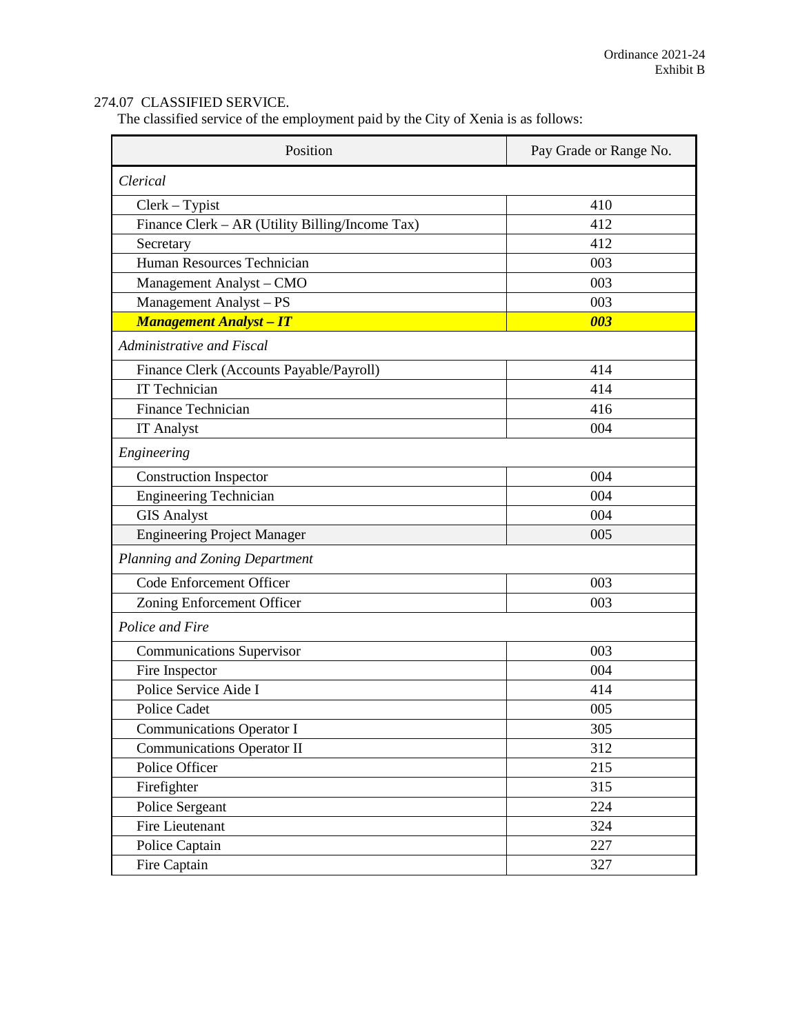Ordinance 2021-24
Exhibit B

274.07 CLASSIFIED SERVICE.

The classified service of the employment paid by the City of Xenia is as follows:

| Position | Pay Grade or Range No. |
|---|---|
| *Clerical* | |
| Clerk – Typist | 410 |
| Finance Clerk – AR (Utility Billing/Income Tax) | 412 |
| Secretary | 412 |
| Human Resources Technician | 003 |
| Management Analyst – CMO | 003 |
| Management Analyst – PS | 003 |
| ***Management Analyst – IT*** | ***003*** |
| *Administrative and Fiscal* | |
| Finance Clerk (Accounts Payable/Payroll) | 414 |
| IT Technician | 414 |
| Finance Technician | 416 |
| IT Analyst | 004 |
| *Engineering* | |
| Construction Inspector | 004 |
| Engineering Technician | 004 |
| GIS Analyst | 004 |
| Engineering Project Manager | 005 |
| *Planning and Zoning Department* | |
| Code Enforcement Officer | 003 |
| Zoning Enforcement Officer | 003 |
| *Police and Fire* | |
| Communications Supervisor | 003 |
| Fire Inspector | 004 |
| Police Service Aide I | 414 |
| Police Cadet | 005 |
| Communications Operator I | 305 |
| Communications Operator II | 312 |
| Police Officer | 215 |
| Firefighter | 315 |
| Police Sergeant | 224 |
| Fire Lieutenant | 324 |
| Police Captain | 227 |
| Fire Captain | 327 |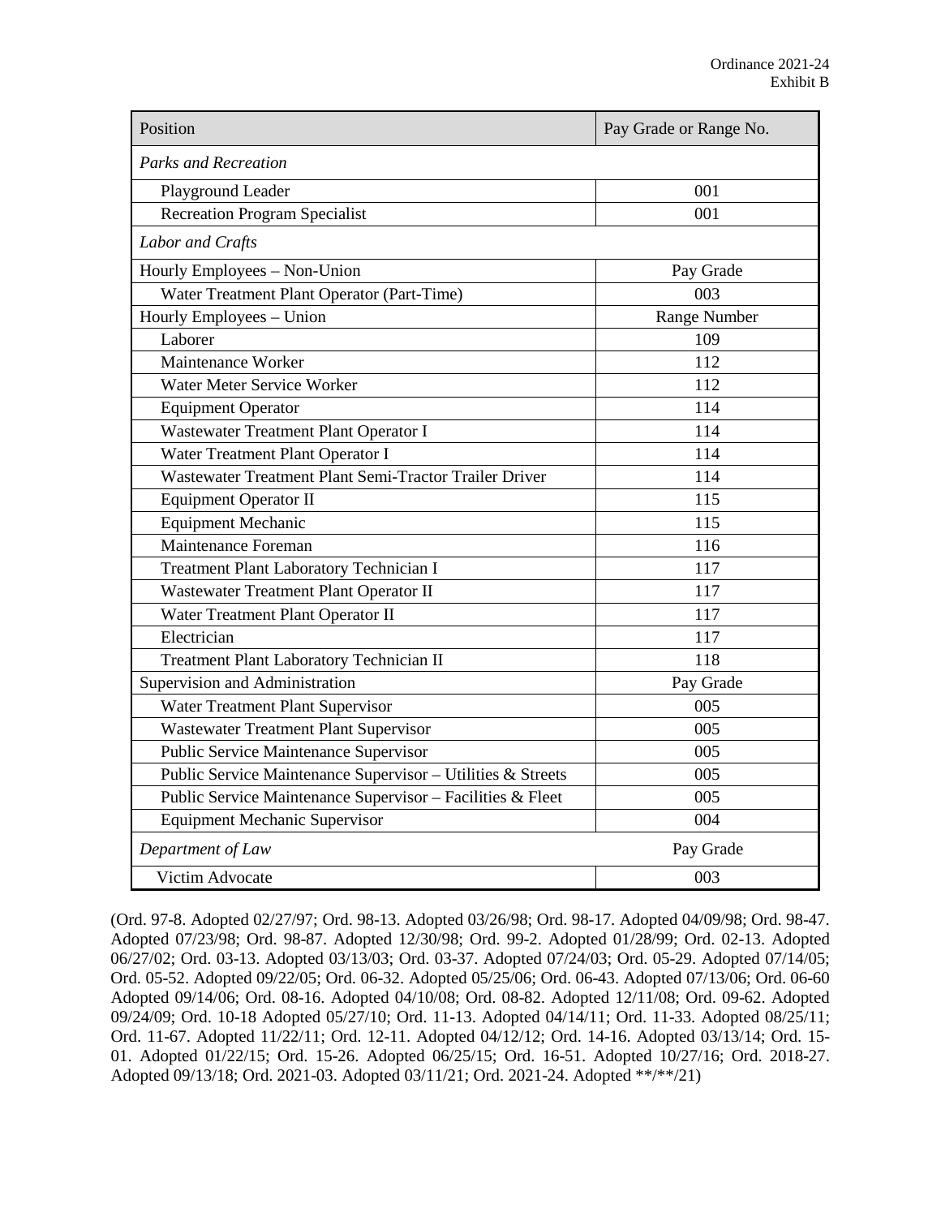Ordinance 2021-24
Exhibit B

| Position | Pay Grade or Range No. |
|---|---|
| *Parks and Recreation* | |
| Playground Leader | 001 |
| Recreation Program Specialist | 001 |
| *Labor and Crafts* | |
| Hourly Employees – Non-Union | Pay Grade |
| Water Treatment Plant Operator (Part-Time) | 003 |
| Hourly Employees – Union | Range Number |
| Laborer | 109 |
| Maintenance Worker | 112 |
| Water Meter Service Worker | 112 |
| Equipment Operator | 114 |
| Wastewater Treatment Plant Operator I | 114 |
| Water Treatment Plant Operator I | 114 |
| Wastewater Treatment Plant Semi-Tractor Trailer Driver | 114 |
| Equipment Operator II | 115 |
| Equipment Mechanic | 115 |
| Maintenance Foreman | 116 |
| Treatment Plant Laboratory Technician I | 117 |
| Wastewater Treatment Plant Operator II | 117 |
| Water Treatment Plant Operator II | 117 |
| Electrician | 117 |
| Treatment Plant Laboratory Technician II | 118 |
| Supervision and Administration | Pay Grade |
| Water Treatment Plant Supervisor | 005 |
| Wastewater Treatment Plant Supervisor | 005 |
| Public Service Maintenance Supervisor | 005 |
| Public Service Maintenance Supervisor – Utilities & Streets | 005 |
| Public Service Maintenance Supervisor – Facilities & Fleet | 005 |
| Equipment Mechanic Supervisor | 004 |
| *Department of Law* | Pay Grade |
| Victim Advocate | 003 |

(Ord. 97-8. Adopted 02/27/97; Ord. 98-13. Adopted 03/26/98; Ord. 98-17. Adopted 04/09/98; Ord. 98-47. Adopted 07/23/98; Ord. 98-87. Adopted 12/30/98; Ord. 99-2. Adopted 01/28/99; Ord. 02-13. Adopted 06/27/02; Ord. 03-13. Adopted 03/13/03; Ord. 03-37. Adopted 07/24/03; Ord. 05-29. Adopted 07/14/05; Ord. 05-52. Adopted 09/22/05; Ord. 06-32. Adopted 05/25/06; Ord. 06-43. Adopted 07/13/06; Ord. 06-60 Adopted 09/14/06; Ord. 08-16. Adopted 04/10/08; Ord. 08-82. Adopted 12/11/08; Ord. 09-62. Adopted 09/24/09; Ord. 10-18 Adopted 05/27/10; Ord. 11-13. Adopted 04/14/11; Ord. 11-33. Adopted 08/25/11; Ord. 11-67. Adopted 11/22/11; Ord. 12-11. Adopted 04/12/12; Ord. 14-16. Adopted 03/13/14; Ord. 15-01. Adopted 01/22/15; Ord. 15-26. Adopted 06/25/15; Ord. 16-51. Adopted 10/27/16; Ord. 2018-27. Adopted 09/13/18; Ord. 2021-03. Adopted 03/11/21; Ord. 2021-24. Adopted **/**/21)